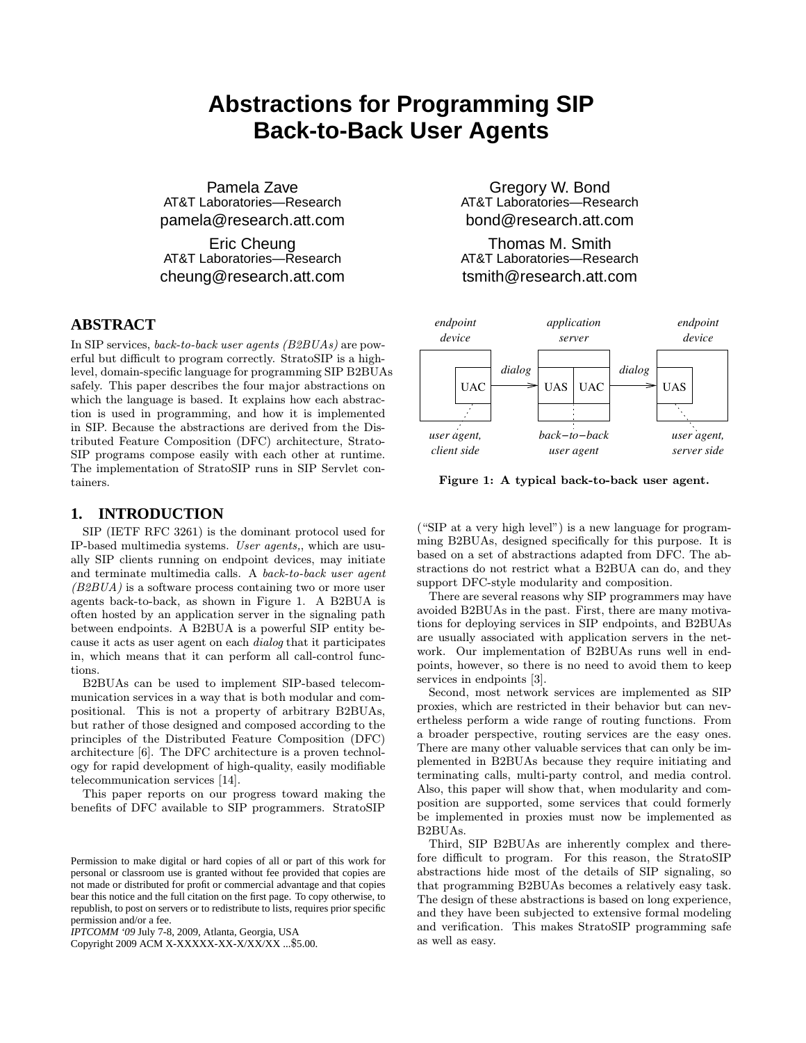# Abstractions for Programming SIP Back-to-Back User Agents

Pamela Zave
AT&T Laboratories—Research
pamela@research.att.com

Gregory W. Bond
AT&T Laboratories—Research
bond@research.att.com

Eric Cheung
AT&T Laboratories—Research
cheung@research.att.com

Thomas M. Smith
AT&T Laboratories—Research
tsmith@research.att.com

## ABSTRACT

In SIP services, *back-to-back user agents (B2BUAs)* are powerful but difficult to program correctly. StratoSIP is a high-level, domain-specific language for programming SIP B2BUAs safely. This paper describes the four major abstractions on which the language is based. It explains how each abstraction is used in programming, and how it is implemented in SIP. Because the abstractions are derived from the Distributed Feature Composition (DFC) architecture, StratoSIP programs compose easily with each other at runtime. The implementation of StratoSIP runs in SIP Servlet containers.

## 1. INTRODUCTION

SIP (IETF RFC 3261) is the dominant protocol used for IP-based multimedia systems. *User agents,*, which are usually SIP clients running on endpoint devices, may initiate and terminate multimedia calls. A *back-to-back user agent (B2BUA)* is a software process containing two or more user agents back-to-back, as shown in Figure 1. A B2BUA is often hosted by an application server in the signaling path between endpoints. A B2BUA is a powerful SIP entity because it acts as user agent on each *dialog* that it participates in, which means that it can perform all call-control functions.

B2BUAs can be used to implement SIP-based telecommunication services in a way that is both modular and compositional. This is not a property of arbitrary B2BUAs, but rather of those designed and composed according to the principles of the Distributed Feature Composition (DFC) architecture [6]. The DFC architecture is a proven technology for rapid development of high-quality, easily modifiable telecommunication services [14].

This paper reports on our progress toward making the benefits of DFC available to SIP programmers. StratoSIP ("SIP at a very high level") is a new language for programming B2BUAs, designed specifically for this purpose. It is based on a set of abstractions adapted from DFC. The abstractions do not restrict what a B2BUA can do, and they support DFC-style modularity and composition.

Figure 1: A typical back-to-back user agent.

There are several reasons why SIP programmers may have avoided B2BUAs in the past. First, there are many motivations for deploying services in SIP endpoints, and B2BUAs are usually associated with application servers in the network. Our implementation of B2BUAs runs well in endpoints, however, so there is no need to avoid them to keep services in endpoints [3].

Second, most network services are implemented as SIP proxies, which are restricted in their behavior but can nevertheless perform a wide range of routing functions. From a broader perspective, routing services are the easy ones. There are many other valuable services that can only be implemented in B2BUAs because they require initiating and terminating calls, multi-party control, and media control. Also, this paper will show that, when modularity and composition are supported, some services that could formerly be implemented in proxies must now be implemented as B2BUAs.

Third, SIP B2BUAs are inherently complex and therefore difficult to program. For this reason, the StratoSIP abstractions hide most of the details of SIP signaling, so that programming B2BUAs becomes a relatively easy task. The design of these abstractions is based on long experience, and they have been subjected to extensive formal modeling and verification. This makes StratoSIP programming safe as well as easy.

Permission to make digital or hard copies of all or part of this work for personal or classroom use is granted without fee provided that copies are not made or distributed for profit or commercial advantage and that copies bear this notice and the full citation on the first page. To copy otherwise, to republish, to post on servers or to redistribute to lists, requires prior specific permission and/or a fee.
*IPTCOMM '09* July 7-8, 2009, Atlanta, Georgia, USA
Copyright 2009 ACM X-XXXXX-XX-X/XX/XX ...$5.00.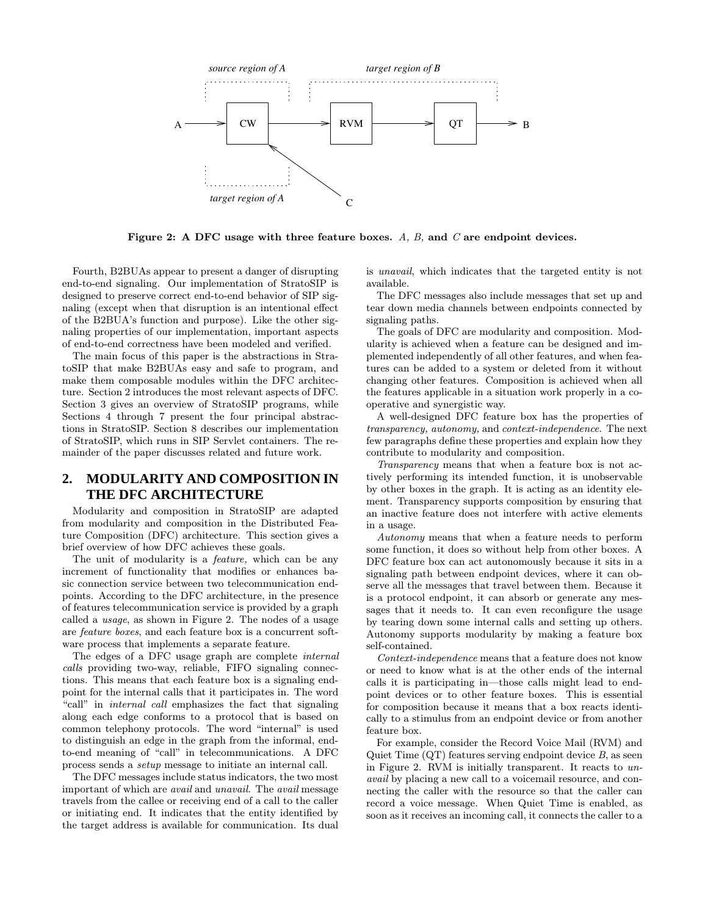**Figure 2: A DFC usage with three feature boxes.** *A, B,* **and** *C* **are endpoint devices.**

Fourth, B2BUAs appear to present a danger of disrupting end-to-end signaling. Our implementation of StratoSIP is designed to preserve correct end-to-end behavior of SIP signaling (except when that disruption is an intentional effect of the B2BUA's function and purpose). Like the other signaling properties of our implementation, important aspects of end-to-end correctness have been modeled and verified.

The main focus of this paper is the abstractions in StratoSIP that make B2BUAs easy and safe to program, and make them composable modules within the DFC architecture. Section 2 introduces the most relevant aspects of DFC. Section 3 gives an overview of StratoSIP programs, while Sections 4 through 7 present the four principal abstractions in StratoSIP. Section 8 describes our implementation of StratoSIP, which runs in SIP Servlet containers. The remainder of the paper discusses related and future work.

## 2. MODULARITY AND COMPOSITION IN THE DFC ARCHITECTURE

Modularity and composition in StratoSIP are adapted from modularity and composition in the Distributed Feature Composition (DFC) architecture. This section gives a brief overview of how DFC achieves these goals.

The unit of modularity is a *feature,* which can be any increment of functionality that modifies or enhances basic connection service between two telecommunication endpoints. According to the DFC architecture, in the presence of features telecommunication service is provided by a graph called a *usage*, as shown in Figure 2. The nodes of a usage are *feature boxes*, and each feature box is a concurrent software process that implements a separate feature.

The edges of a DFC usage graph are complete *internal calls* providing two-way, reliable, FIFO signaling connections. This means that each feature box is a signaling endpoint for the internal calls that it participates in. The word "call" in *internal call* emphasizes the fact that signaling along each edge conforms to a protocol that is based on common telephony protocols. The word "internal" is used to distinguish an edge in the graph from the informal, end-to-end meaning of "call" in telecommunications. A DFC process sends a *setup* message to initiate an internal call.

The DFC messages include status indicators, the two most important of which are *avail* and *unavail*. The *avail* message travels from the callee or receiving end of a call to the caller or initiating end. It indicates that the entity identified by the target address is available for communication. Its dual is *unavail*, which indicates that the targeted entity is not available.

The DFC messages also include messages that set up and tear down media channels between endpoints connected by signaling paths.

The goals of DFC are modularity and composition. Modularity is achieved when a feature can be designed and implemented independently of all other features, and when features can be added to a system or deleted from it without changing other features. Composition is achieved when all the features applicable in a situation work properly in a cooperative and synergistic way.

A well-designed DFC feature box has the properties of *transparency, autonomy,* and *context-independence*. The next few paragraphs define these properties and explain how they contribute to modularity and composition.

*Transparency* means that when a feature box is not actively performing its intended function, it is unobservable by other boxes in the graph. It is acting as an identity element. Transparency supports composition by ensuring that an inactive feature does not interfere with active elements in a usage.

*Autonomy* means that when a feature needs to perform some function, it does so without help from other boxes. A DFC feature box can act autonomously because it sits in a signaling path between endpoint devices, where it can observe all the messages that travel between them. Because it is a protocol endpoint, it can absorb or generate any messages that it needs to. It can even reconfigure the usage by tearing down some internal calls and setting up others. Autonomy supports modularity by making a feature box self-contained.

*Context-independence* means that a feature does not know or need to know what is at the other ends of the internal calls it is participating in—those calls might lead to endpoint devices or to other feature boxes. This is essential for composition because it means that a box reacts identically to a stimulus from an endpoint device or from another feature box.

For example, consider the Record Voice Mail (RVM) and Quiet Time (QT) features serving endpoint device *B*, as seen in Figure 2. RVM is initially transparent. It reacts to *unavail* by placing a new call to a voicemail resource, and connecting the caller with the resource so that the caller can record a voice message. When Quiet Time is enabled, as soon as it receives an incoming call, it connects the caller to a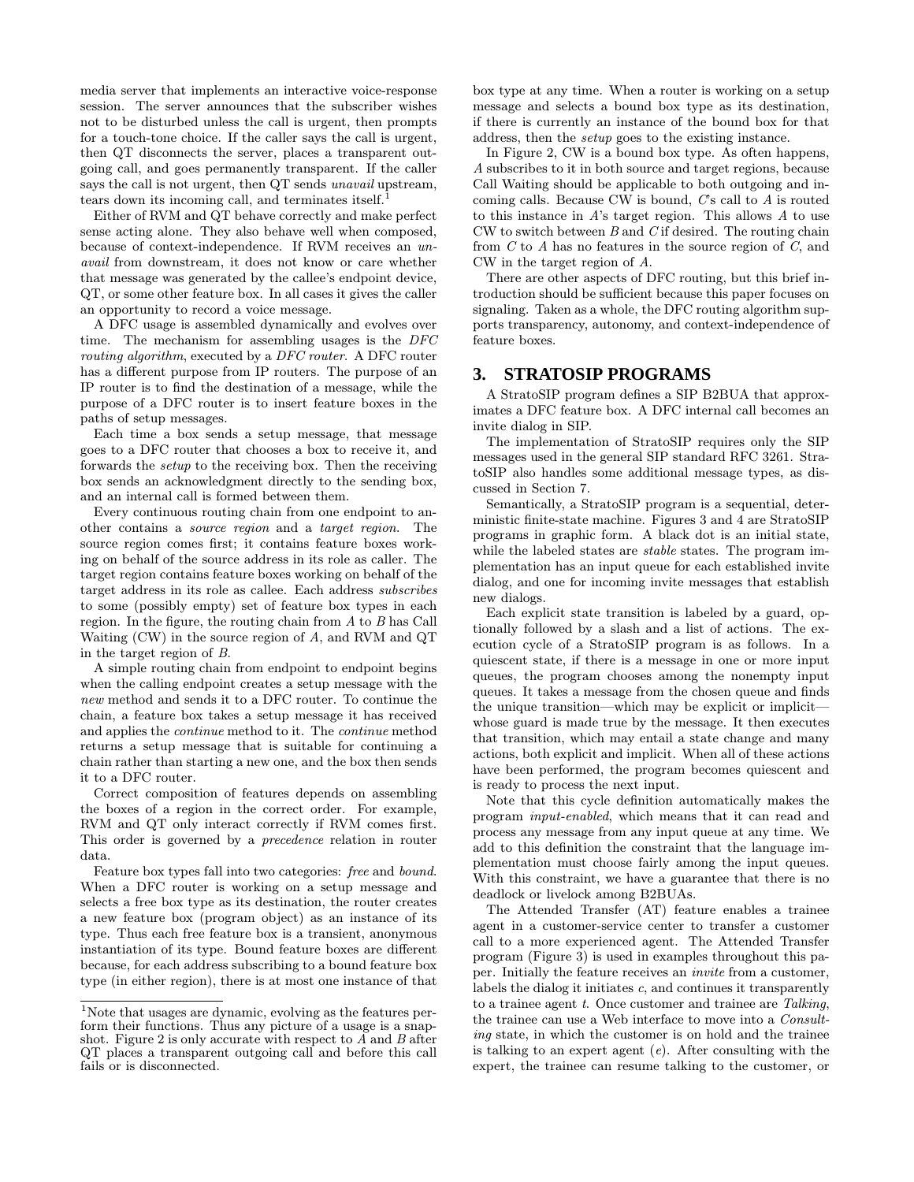media server that implements an interactive voice-response session. The server announces that the subscriber wishes not to be disturbed unless the call is urgent, then prompts for a touch-tone choice. If the caller says the call is urgent, then QT disconnects the server, places a transparent outgoing call, and goes permanently transparent. If the caller says the call is not urgent, then QT sends *unavail* upstream, tears down its incoming call, and terminates itself.[1]

Either of RVM and QT behave correctly and make perfect sense acting alone. They also behave well when composed, because of context-independence. If RVM receives an *unavail* from downstream, it does not know or care whether that message was generated by the callee's endpoint device, QT, or some other feature box. In all cases it gives the caller an opportunity to record a voice message.

A DFC usage is assembled dynamically and evolves over time. The mechanism for assembling usages is the *DFC routing algorithm*, executed by a *DFC router*. A DFC router has a different purpose from IP routers. The purpose of an IP router is to find the destination of a message, while the purpose of a DFC router is to insert feature boxes in the paths of setup messages.

Each time a box sends a setup message, that message goes to a DFC router that chooses a box to receive it, and forwards the *setup* to the receiving box. Then the receiving box sends an acknowledgment directly to the sending box, and an internal call is formed between them.

Every continuous routing chain from one endpoint to another contains a *source region* and a *target region*. The source region comes first; it contains feature boxes working on behalf of the source address in its role as caller. The target region contains feature boxes working on behalf of the target address in its role as callee. Each address *subscribes* to some (possibly empty) set of feature box types in each region. In the figure, the routing chain from $A$ to $B$ has Call Waiting (CW) in the source region of $A$, and RVM and QT in the target region of $B$.

A simple routing chain from endpoint to endpoint begins when the calling endpoint creates a setup message with the *new* method and sends it to a DFC router. To continue the chain, a feature box takes a setup message it has received and applies the *continue* method to it. The *continue* method returns a setup message that is suitable for continuing a chain rather than starting a new one, and the box then sends it to a DFC router.

Correct composition of features depends on assembling the boxes of a region in the correct order. For example, RVM and QT only interact correctly if RVM comes first. This order is governed by a *precedence* relation in router data.

Feature box types fall into two categories: *free* and *bound*. When a DFC router is working on a setup message and selects a free box type as its destination, the router creates a new feature box (program object) as an instance of its type. Thus each free feature box is a transient, anonymous instantiation of its type. Bound feature boxes are different because, for each address subscribing to a bound feature box type (in either region), there is at most one instance of that box type at any time. When a router is working on a setup message and selects a bound box type as its destination, if there is currently an instance of the bound box for that address, then the *setup* goes to the existing instance.

In Figure 2, CW is a bound box type. As often happens, $A$ subscribes to it in both source and target regions, because Call Waiting should be applicable to both outgoing and incoming calls. Because CW is bound, $C$'s call to $A$ is routed to this instance in $A$'s target region. This allows $A$ to use CW to switch between $B$ and $C$ if desired. The routing chain from $C$ to $A$ has no features in the source region of $C$, and CW in the target region of $A$.

There are other aspects of DFC routing, but this brief introduction should be sufficient because this paper focuses on signaling. Taken as a whole, the DFC routing algorithm supports transparency, autonomy, and context-independence of feature boxes.

## 3. STRATOSIP PROGRAMS

A StratoSIP program defines a SIP B2BUA that approximates a DFC feature box. A DFC internal call becomes an invite dialog in SIP.

The implementation of StratoSIP requires only the SIP messages used in the general SIP standard RFC 3261. StratoSIP also handles some additional message types, as discussed in Section 7.

Semantically, a StratoSIP program is a sequential, deterministic finite-state machine. Figures 3 and 4 are StratoSIP programs in graphic form. A black dot is an initial state, while the labeled states are *stable* states. The program implementation has an input queue for each established invite dialog, and one for incoming invite messages that establish new dialogs.

Each explicit state transition is labeled by a guard, optionally followed by a slash and a list of actions. The execution cycle of a StratoSIP program is as follows. In a quiescent state, if there is a message in one or more input queues, the program chooses among the nonempty input queues. It takes a message from the chosen queue and finds the unique transition—which may be explicit or implicit—whose guard is made true by the message. It then executes that transition, which may entail a state change and many actions, both explicit and implicit. When all of these actions have been performed, the program becomes quiescent and is ready to process the next input.

Note that this cycle definition automatically makes the program *input-enabled*, which means that it can read and process any message from any input queue at any time. We add to this definition the constraint that the language implementation must choose fairly among the input queues. With this constraint, we have a guarantee that there is no deadlock or livelock among B2BUAs.

The Attended Transfer (AT) feature enables a trainee agent in a customer-service center to transfer a customer call to a more experienced agent. The Attended Transfer program (Figure 3) is used in examples throughout this paper. Initially the feature receives an *invite* from a customer, labels the dialog it initiates $c$, and continues it transparently to a trainee agent $t$. Once customer and trainee are *Talking*, the trainee can use a Web interface to move into a *Consulting* state, in which the customer is on hold and the trainee is talking to an expert agent ($e$). After consulting with the expert, the trainee can resume talking to the customer, or

[1] Note that usages are dynamic, evolving as the features perform their functions. Thus any picture of a usage is a snapshot. Figure 2 is only accurate with respect to $A$ and $B$ after QT places a transparent outgoing call and before this call fails or is disconnected.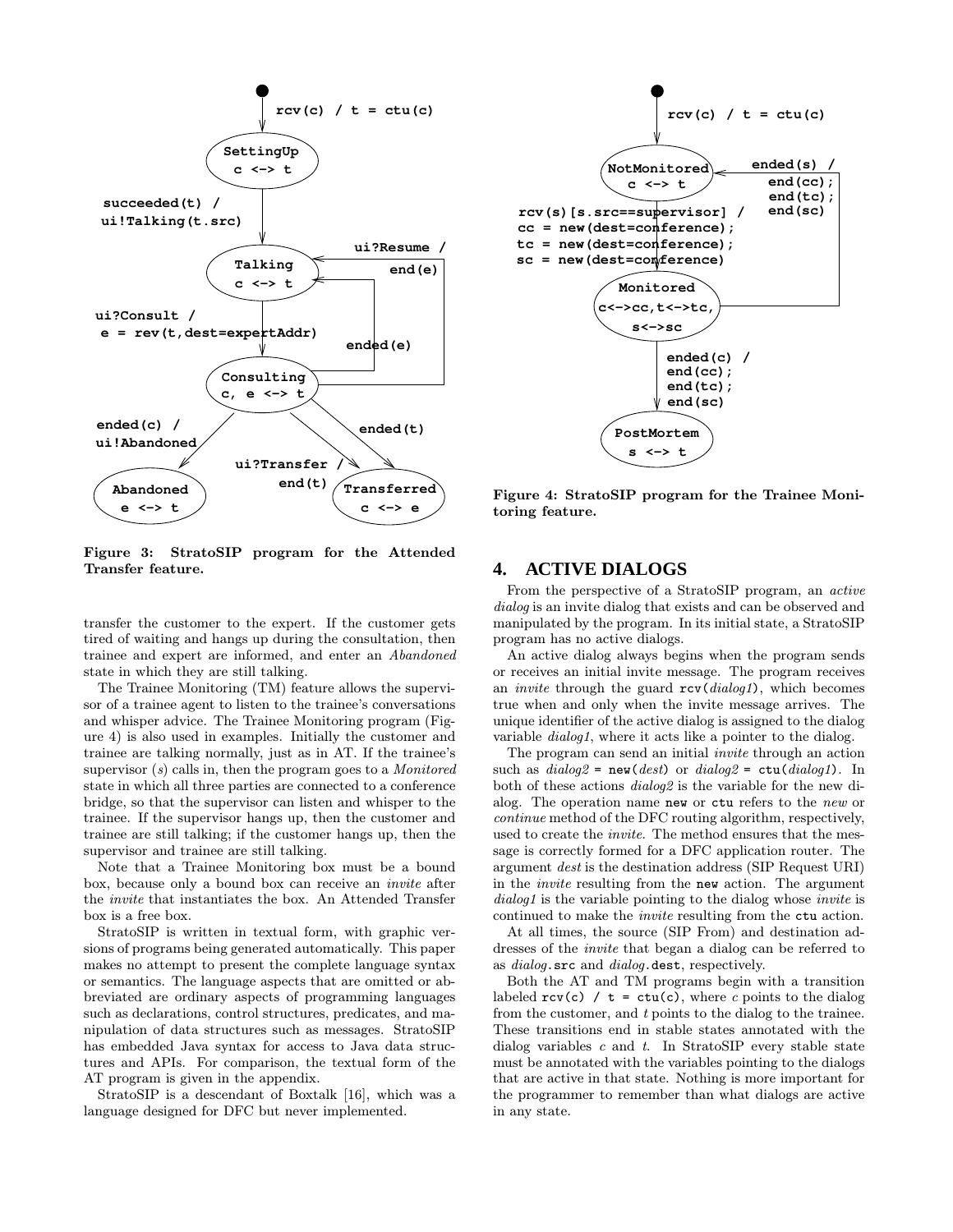Figure 3: StratoSIP program for the Attended Transfer feature.

Figure 4: StratoSIP program for the Trainee Monitoring feature.

transfer the customer to the expert. If the customer gets tired of waiting and hangs up during the consultation, then trainee and expert are informed, and enter an *Abandoned* state in which they are still talking.

The Trainee Monitoring (TM) feature allows the supervisor of a trainee agent to listen to the trainee's conversations and whisper advice. The Trainee Monitoring program (Figure 4) is also used in examples. Initially the customer and trainee are talking normally, just as in AT. If the trainee's supervisor ($s$) calls in, then the program goes to a *Monitored* state in which all three parties are connected to a conference bridge, so that the supervisor can listen and whisper to the trainee. If the supervisor hangs up, then the customer and trainee are still talking; if the customer hangs up, then the supervisor and trainee are still talking.

Note that a Trainee Monitoring box must be a bound box, because only a bound box can receive an *invite* after the *invite* that instantiates the box. An Attended Transfer box is a free box.

StratoSIP is written in textual form, with graphic versions of programs being generated automatically. This paper makes no attempt to present the complete language syntax or semantics. The language aspects that are omitted or abbreviated are ordinary aspects of programming languages such as declarations, control structures, predicates, and manipulation of data structures such as messages. StratoSIP has embedded Java syntax for access to Java data structures and APIs. For comparison, the textual form of the AT program is given in the appendix.

StratoSIP is a descendant of Boxtalk [16], which was a language designed for DFC but never implemented.

## 4. ACTIVE DIALOGS

From the perspective of a StratoSIP program, an *active dialog* is an invite dialog that exists and can be observed and manipulated by the program. In its initial state, a StratoSIP program has no active dialogs.

An active dialog always begins when the program sends or receives an initial invite message. The program receives an *invite* through the guard `rcv(`*dialog1*`)`, which becomes true when and only when the invite message arrives. The unique identifier of the active dialog is assigned to the dialog variable *dialog1*, where it acts like a pointer to the dialog.

The program can send an initial *invite* through an action such as *dialog2* `= new(`*dest*`)` or *dialog2* `= ctu(`*dialog1*`)`. In both of these actions *dialog2* is the variable for the new dialog. The operation name `new` or `ctu` refers to the *new* or *continue* method of the DFC routing algorithm, respectively, used to create the *invite*. The method ensures that the message is correctly formed for a DFC application router. The argument *dest* is the destination address (SIP Request URI) in the *invite* resulting from the `new` action. The argument *dialog1* is the variable pointing to the dialog whose *invite* is continued to make the *invite* resulting from the `ctu` action.

At all times, the source (SIP From) and destination addresses of the *invite* that began a dialog can be referred to as *dialog*`.src` and *dialog*`.dest`, respectively.

Both the AT and TM programs begin with a transition labeled `rcv(c) / t = ctu(c)`, where $c$ points to the dialog from the customer, and $t$ points to the dialog to the trainee. These transitions end in stable states annotated with the dialog variables $c$ and $t$. In StratoSIP every stable state must be annotated with the variables pointing to the dialogs that are active in that state. Nothing is more important for the programmer to remember than what dialogs are active in any state.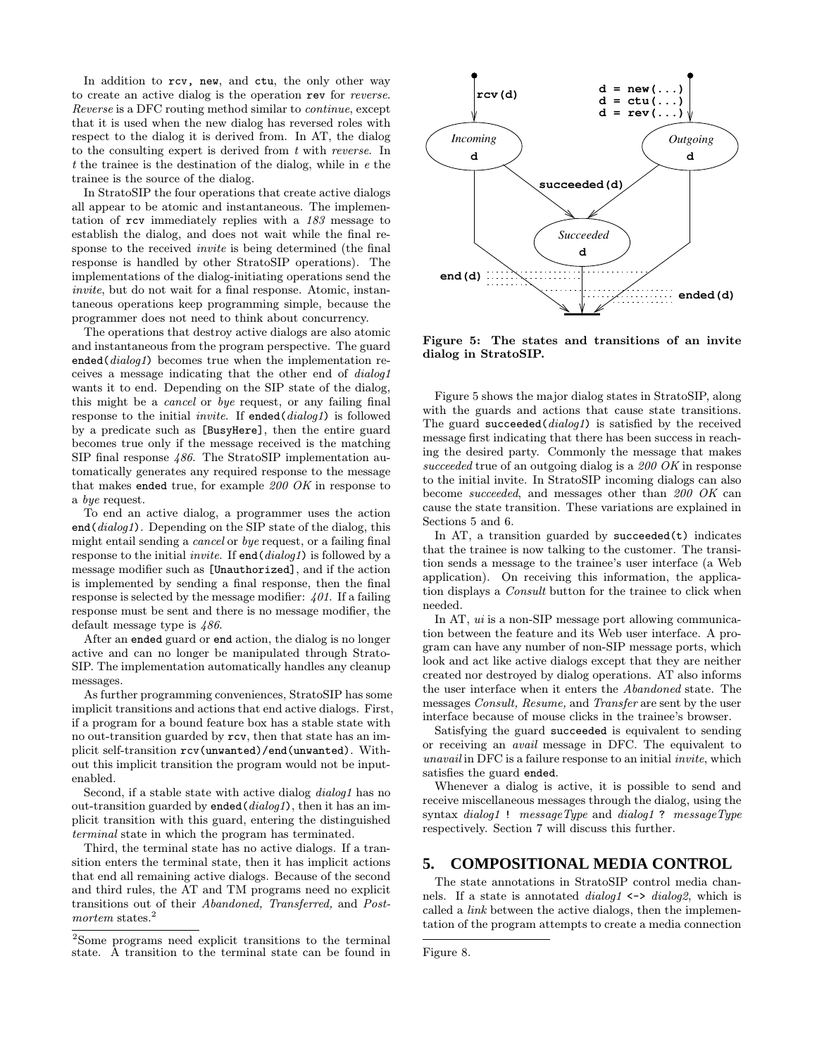In addition to `rcv`, `new`, and `ctu`, the only other way to create an active dialog is the operation `rev` for *reverse*. *Reverse* is a DFC routing method similar to *continue*, except that it is used when the new dialog has reversed roles with respect to the dialog it is derived from. In AT, the dialog to the consulting expert is derived from *t* with *reverse*. In *t* the trainee is the destination of the dialog, while in *e* the trainee is the source of the dialog.

In StratoSIP the four operations that create active dialogs all appear to be atomic and instantaneous. The implementation of `rcv` immediately replies with a *183* message to establish the dialog, and does not wait while the final response to the received *invite* is being determined (the final response is handled by other StratoSIP operations). The implementations of the dialog-initiating operations send the *invite*, but do not wait for a final response. Atomic, instantaneous operations keep programming simple, because the programmer does not need to think about concurrency.

The operations that destroy active dialogs are also atomic and instantaneous from the program perspective. The guard `ended(`*dialog1*`)` becomes true when the implementation receives a message indicating that the other end of *dialog1* wants it to end. Depending on the SIP state of the dialog, this might be a *cancel* or *bye* request, or any failing final response to the initial *invite*. If `ended(`*dialog1*`)` is followed by a predicate such as `[BusyHere]`, then the entire guard becomes true only if the message received is the matching SIP final response *486*. The StratoSIP implementation automatically generates any required response to the message that makes `ended` true, for example *200 OK* in response to a *bye* request.

To end an active dialog, a programmer uses the action `end(`*dialog1*`)`. Depending on the SIP state of the dialog, this might entail sending a *cancel* or *bye* request, or a failing final response to the initial *invite*. If `end(`*dialog1*`)` is followed by a message modifier such as `[Unauthorized]`, and if the action is implemented by sending a final response, then the final response is selected by the message modifier: *401*. If a failing response must be sent and there is no message modifier, the default message type is *486*.

After an `ended` guard or `end` action, the dialog is no longer active and can no longer be manipulated through StratoSIP. The implementation automatically handles any cleanup messages.

As further programming conveniences, StratoSIP has some implicit transitions and actions that end active dialogs. First, if a program for a bound feature box has a stable state with no out-transition guarded by `rcv`, then that state has an implicit self-transition `rcv(unwanted)/end(unwanted)`. Without this implicit transition the program would not be input-enabled.

Second, if a stable state with active dialog *dialog1* has no out-transition guarded by `ended(`*dialog1*`)`, then it has an implicit transition with this guard, entering the distinguished *terminal* state in which the program has terminated.

Third, the terminal state has no active dialogs. If a transition enters the terminal state, then it has implicit actions that end all remaining active dialogs. Because of the second and third rules, the AT and TM programs need no explicit transitions out of their *Abandoned, Transferred,* and *Postmortem* states.[2]

[2]Some programs need explicit transitions to the terminal state. A transition to the terminal state can be found in Figure 8.

**Figure 5: The states and transitions of an invite dialog in StratoSIP.**

Figure 5 shows the major dialog states in StratoSIP, along with the guards and actions that cause state transitions. The guard `succeeded(`*dialog1*`)` is satisfied by the received message first indicating that there has been success in reaching the desired party. Commonly the message that makes *succeeded* true of an outgoing dialog is a *200 OK* in response to the initial invite. In StratoSIP incoming dialogs can also become *succeeded*, and messages other than *200 OK* can cause the state transition. These variations are explained in Sections 5 and 6.

In AT, a transition guarded by `succeeded(t)` indicates that the trainee is now talking to the customer. The transition sends a message to the trainee's user interface (a Web application). On receiving this information, the application displays a *Consult* button for the trainee to click when needed.

In AT, *ui* is a non-SIP message port allowing communication between the feature and its Web user interface. A program can have any number of non-SIP message ports, which look and act like active dialogs except that they are neither created nor destroyed by dialog operations. AT also informs the user interface when it enters the *Abandoned* state. The messages *Consult, Resume,* and *Transfer* are sent by the user interface because of mouse clicks in the trainee's browser.

Satisfying the guard `succeeded` is equivalent to sending or receiving an *avail* message in DFC. The equivalent to *unavail* in DFC is a failure response to an initial *invite*, which satisfies the guard `ended`.

Whenever a dialog is active, it is possible to send and receive miscellaneous messages through the dialog, using the syntax *dialog1* `!` *messageType* and *dialog1* `?` *messageType* respectively. Section 7 will discuss this further.

## 5. COMPOSITIONAL MEDIA CONTROL

The state annotations in StratoSIP control media channels. If a state is annotated *dialog1* `<->` *dialog2*, which is called a *link* between the active dialogs, then the implementation of the program attempts to create a media connection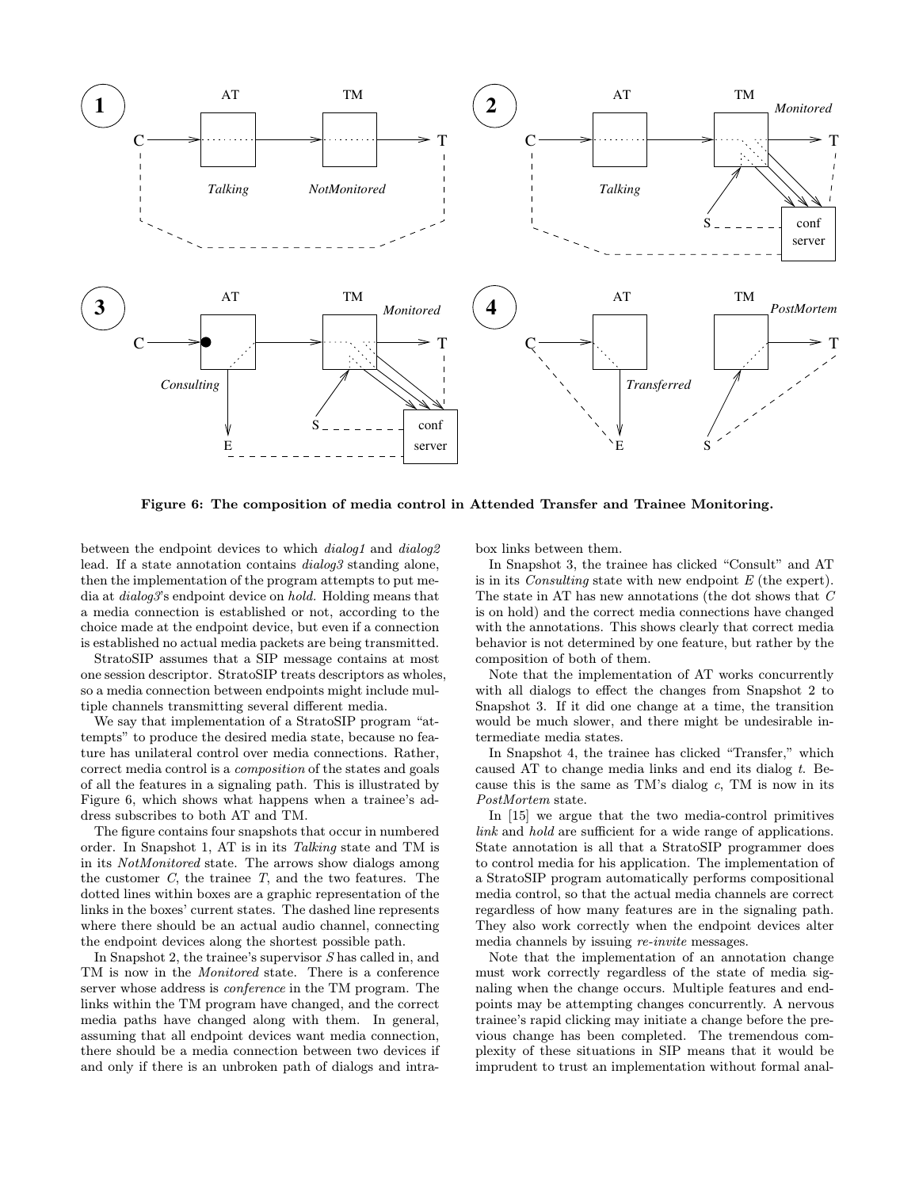**Figure 6: The composition of media control in Attended Transfer and Trainee Monitoring.**

between the endpoint devices to which *dialog1* and *dialog2* lead. If a state annotation contains *dialog3* standing alone, then the implementation of the program attempts to put media at *dialog3*'s endpoint device on *hold*. Holding means that a media connection is established or not, according to the choice made at the endpoint device, but even if a connection is established no actual media packets are being transmitted.

StratoSIP assumes that a SIP message contains at most one session descriptor. StratoSIP treats descriptors as wholes, so a media connection between endpoints might include multiple channels transmitting several different media.

We say that implementation of a StratoSIP program "attempts" to produce the desired media state, because no feature has unilateral control over media connections. Rather, correct media control is a *composition* of the states and goals of all the features in a signaling path. This is illustrated by Figure 6, which shows what happens when a trainee's address subscribes to both AT and TM.

The figure contains four snapshots that occur in numbered order. In Snapshot 1, AT is in its *Talking* state and TM is in its *NotMonitored* state. The arrows show dialogs among the customer *C*, the trainee *T*, and the two features. The dotted lines within boxes are a graphic representation of the links in the boxes' current states. The dashed line represents where there should be an actual audio channel, connecting the endpoint devices along the shortest possible path.

In Snapshot 2, the trainee's supervisor *S* has called in, and TM is now in the *Monitored* state. There is a conference server whose address is *conference* in the TM program. The links within the TM program have changed, and the correct media paths have changed along with them. In general, assuming that all endpoint devices want media connection, there should be a media connection between two devices if and only if there is an unbroken path of dialogs and intra-box links between them.

In Snapshot 3, the trainee has clicked "Consult" and AT is in its *Consulting* state with new endpoint *E* (the expert). The state in AT has new annotations (the dot shows that *C* is on hold) and the correct media connections have changed with the annotations. This shows clearly that correct media behavior is not determined by one feature, but rather by the composition of both of them.

Note that the implementation of AT works concurrently with all dialogs to effect the changes from Snapshot 2 to Snapshot 3. If it did one change at a time, the transition would be much slower, and there might be undesirable intermediate media states.

In Snapshot 4, the trainee has clicked "Transfer," which caused AT to change media links and end its dialog *t*. Because this is the same as TM's dialog *c*, TM is now in its *PostMortem* state.

In [15] we argue that the two media-control primitives *link* and *hold* are sufficient for a wide range of applications. State annotation is all that a StratoSIP programmer does to control media for his application. The implementation of a StratoSIP program automatically performs compositional media control, so that the actual media channels are correct regardless of how many features are in the signaling path. They also work correctly when the endpoint devices alter media channels by issuing *re-invite* messages.

Note that the implementation of an annotation change must work correctly regardless of the state of media signaling when the change occurs. Multiple features and endpoints may be attempting changes concurrently. A nervous trainee's rapid clicking may initiate a change before the previous change has been completed. The tremendous complexity of these situations in SIP means that it would be imprudent to trust an implementation without formal anal-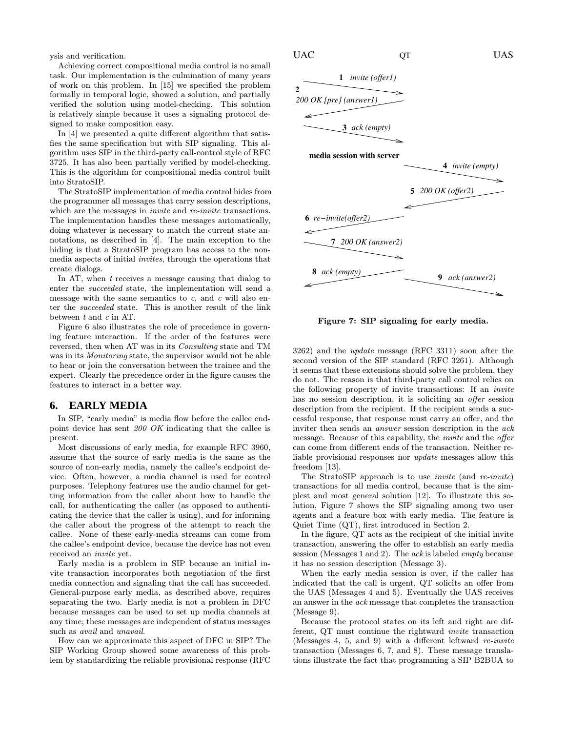ysis and verification.

Achieving correct compositional media control is no small task. Our implementation is the culmination of many years of work on this problem. In [15] we specified the problem formally in temporal logic, showed a solution, and partially verified the solution using model-checking. This solution is relatively simple because it uses a signaling protocol designed to make composition easy.

In [4] we presented a quite different algorithm that satisfies the same specification but with SIP signaling. This algorithm uses SIP in the third-party call-control style of RFC 3725. It has also been partially verified by model-checking. This is the algorithm for compositional media control built into StratoSIP.

The StratoSIP implementation of media control hides from the programmer all messages that carry session descriptions, which are the messages in *invite* and *re-invite* transactions. The implementation handles these messages automatically, doing whatever is necessary to match the current state annotations, as described in [4]. The main exception to the hiding is that a StratoSIP program has access to the non-media aspects of initial *invites*, through the operations that create dialogs.

In AT, when $t$ receives a message causing that dialog to enter the *succeeded* state, the implementation will send a message with the same semantics to $c$, and $c$ will also enter the *succeeded* state. This is another result of the link between $t$ and $c$ in AT.

Figure 6 also illustrates the role of precedence in governing feature interaction. If the order of the features were reversed, then when AT was in its *Consulting* state and TM was in its *Monitoring* state, the supervisor would not be able to hear or join the conversation between the trainee and the expert. Clearly the precedence order in the figure causes the features to interact in a better way.

## 6. EARLY MEDIA

In SIP, "early media" is media flow before the callee endpoint device has sent *200 OK* indicating that the callee is present.

Most discussions of early media, for example RFC 3960, assume that the source of early media is the same as the source of non-early media, namely the callee's endpoint device. Often, however, a media channel is used for control purposes. Telephony features use the audio channel for getting information from the caller about how to handle the call, for authenticating the caller (as opposed to authenticating the device that the caller is using), and for informing the caller about the progress of the attempt to reach the callee. None of these early-media streams can come from the callee's endpoint device, because the device has not even received an *invite* yet.

Early media is a problem in SIP because an initial invite transaction incorporates both negotiation of the first media connection and signaling that the call has succeeded. General-purpose early media, as described above, requires separating the two. Early media is not a problem in DFC because messages can be used to set up media channels at any time; these messages are independent of status messages such as *avail* and *unavail*.

How can we approximate this aspect of DFC in SIP? The SIP Working Group showed some awareness of this problem by standardizing the reliable provisional response (RFC 3262) and the *update* message (RFC 3311) soon after the second version of the SIP standard (RFC 3261). Although it seems that these extensions should solve the problem, they do not. The reason is that third-party call control relies on the following property of invite transactions: If an *invite* has no session description, it is soliciting an *offer* session description from the recipient. If the recipient sends a successful response, that response must carry an offer, and the inviter then sends an *answer* session description in the *ack* message. Because of this capability, the *invite* and the *offer* can come from different ends of the transaction. Neither reliable provisional responses nor *update* messages allow this freedom [13].

The StratoSIP approach is to use *invite* (and *re-invite*) transactions for all media control, because that is the simplest and most general solution [12]. To illustrate this solution, Figure 7 shows the SIP signaling among two user agents and a feature box with early media. The feature is Quiet Time (QT), first introduced in Section 2.

UAC QT UAS

1 *invite (offer1)*
2 *200 OK [pre] (answer1)*
3 *ack (empty)*
**media session with server**
4 *invite (empty)*
5 *200 OK (offer2)*
6 *re−invite(offer2)*
7 *200 OK (answer2)*
8 *ack (empty)*
9 *ack (answer2)*

**Figure 7: SIP signaling for early media.**

In the figure, QT acts as the recipient of the initial invite transaction, answering the offer to establish an early media session (Messages 1 and 2). The *ack* is labeled *empty* because it has no session description (Message 3).

When the early media session is over, if the caller has indicated that the call is urgent, QT solicits an offer from the UAS (Messages 4 and 5). Eventually the UAS receives an answer in the *ack* message that completes the transaction (Message 9).

Because the protocol states on its left and right are different, QT must continue the rightward *invite* transaction (Messages 4, 5, and 9) with a different leftward *re-invite* transaction (Messages 6, 7, and 8). These message translations illustrate the fact that programming a SIP B2BUA to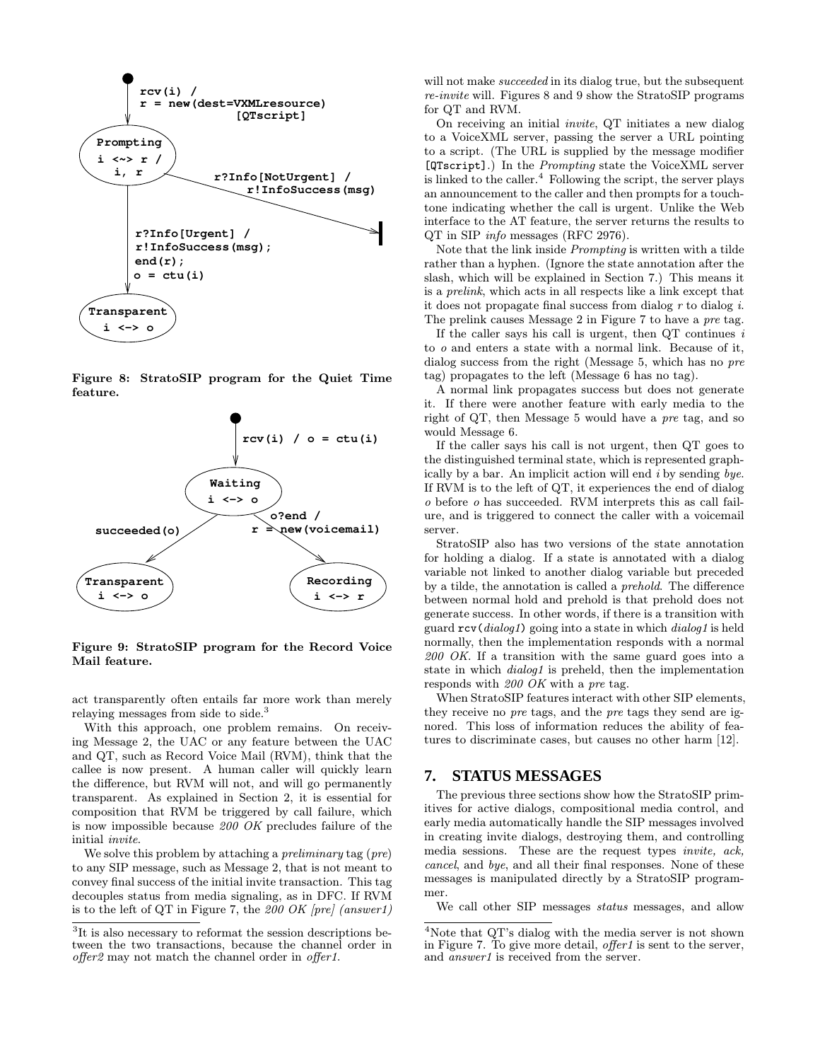**Figure 8: StratoSIP program for the Quiet Time feature.**

**Figure 9: StratoSIP program for the Record Voice Mail feature.**

act transparently often entails far more work than merely relaying messages from side to side.[3]

With this approach, one problem remains. On receiving Message 2, the UAC or any feature between the UAC and QT, such as Record Voice Mail (RVM), think that the callee is now present. A human caller will quickly learn the difference, but RVM will not, and will go permanently transparent. As explained in Section 2, it is essential for composition that RVM be triggered by call failure, which is now impossible because *200 OK* precludes failure of the initial *invite*.

We solve this problem by attaching a *preliminary* tag (*pre*) to any SIP message, such as Message 2, that is not meant to convey final success of the initial invite transaction. This tag decouples status from media signaling, as in DFC. If RVM is to the left of QT in Figure 7, the *200 OK [pre] (answer1)* will not make *succeeded* in its dialog true, but the subsequent *re-invite* will. Figures 8 and 9 show the StratoSIP programs for QT and RVM.

On receiving an initial *invite*, QT initiates a new dialog to a VoiceXML server, passing the server a URL pointing to a script. (The URL is supplied by the message modifier `[QTscript]`.) In the *Prompting* state the VoiceXML server is linked to the caller.[4] Following the script, the server plays an announcement to the caller and then prompts for a touch-tone indicating whether the call is urgent. Unlike the Web interface to the AT feature, the server returns the results to QT in SIP *info* messages (RFC 2976).

Note that the link inside *Prompting* is written with a tilde rather than a hyphen. (Ignore the state annotation after the slash, which will be explained in Section 7.) This means it is a *prelink*, which acts in all respects like a link except that it does not propagate final success from dialog *r* to dialog *i*. The prelink causes Message 2 in Figure 7 to have a *pre* tag.

If the caller says his call is urgent, then QT continues *i* to *o* and enters a state with a normal link. Because of it, dialog success from the right (Message 5, which has no *pre* tag) propagates to the left (Message 6 has no tag).

A normal link propagates success but does not generate it. If there were another feature with early media to the right of QT, then Message 5 would have a *pre* tag, and so would Message 6.

If the caller says his call is not urgent, then QT goes to the distinguished terminal state, which is represented graphically by a bar. An implicit action will end *i* by sending *bye*. If RVM is to the left of QT, it experiences the end of dialog *o* before *o* has succeeded. RVM interprets this as call failure, and is triggered to connect the caller with a voicemail server.

StratoSIP also has two versions of the state annotation for holding a dialog. If a state is annotated with a dialog variable not linked to another dialog variable but preceded by a tilde, the annotation is called a *prehold*. The difference between normal hold and prehold is that prehold does not generate success. In other words, if there is a transition with guard `rcv(`*dialog1*`)` going into a state in which *dialog1* is held normally, then the implementation responds with a normal *200 OK*. If a transition with the same guard goes into a state in which *dialog1* is preheld, then the implementation responds with *200 OK* with a *pre* tag.

When StratoSIP features interact with other SIP elements, they receive no *pre* tags, and the *pre* tags they send are ignored. This loss of information reduces the ability of features to discriminate cases, but causes no other harm [12].

## 7. STATUS MESSAGES

The previous three sections show how the StratoSIP primitives for active dialogs, compositional media control, and early media automatically handle the SIP messages involved in creating invite dialogs, destroying them, and controlling media sessions. These are the request types *invite, ack, cancel*, and *bye*, and all their final responses. None of these messages is manipulated directly by a StratoSIP programmer.

We call other SIP messages *status* messages, and allow

---

[3] It is also necessary to reformat the session descriptions between the two transactions, because the channel order in *offer2* may not match the channel order in *offer1*.

[4] Note that QT's dialog with the media server is not shown in Figure 7. To give more detail, *offer1* is sent to the server, and *answer1* is received from the server.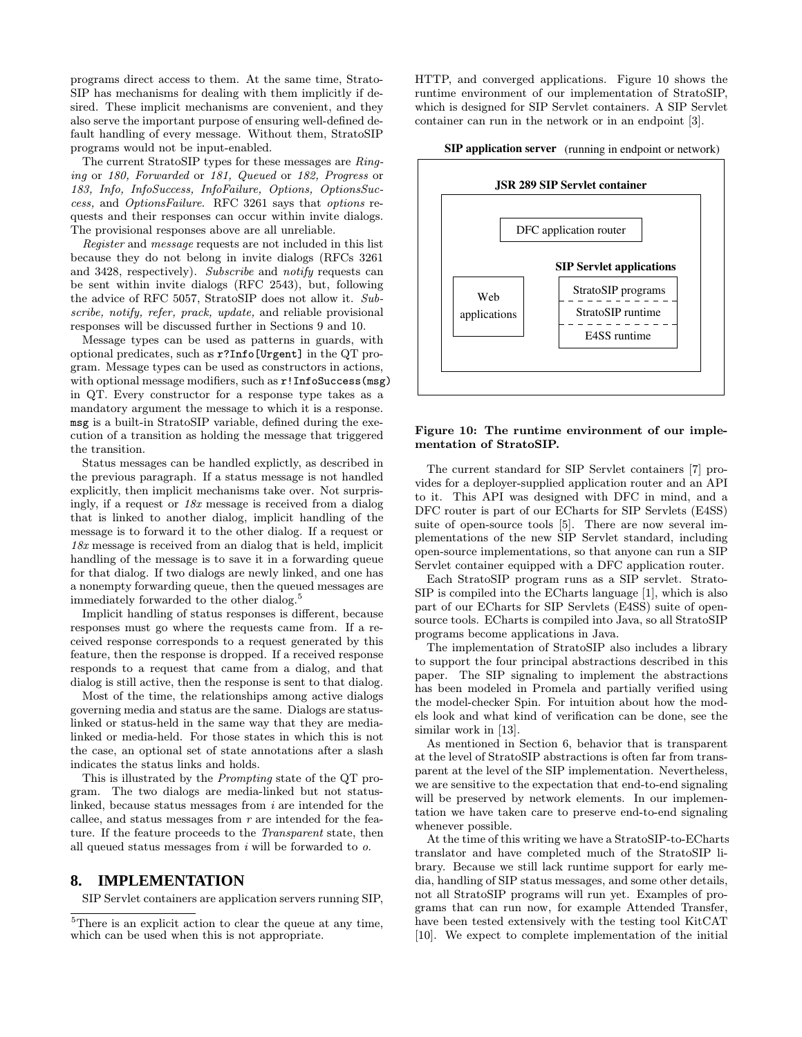programs direct access to them. At the same time, StratoSIP has mechanisms for dealing with them implicitly if desired. These implicit mechanisms are convenient, and they also serve the important purpose of ensuring well-defined default handling of every message. Without them, StratoSIP programs would not be input-enabled.

The current StratoSIP types for these messages are *Ringing* or *180, Forwarded* or *181, Queued* or *182, Progress* or *183, Info, InfoSuccess, InfoFailure, Options, OptionsSuccess,* and *OptionsFailure*. RFC 3261 says that *options* requests and their responses can occur within invite dialogs. The provisional responses above are all unreliable.

*Register* and *message* requests are not included in this list because they do not belong in invite dialogs (RFCs 3261 and 3428, respectively). *Subscribe* and *notify* requests can be sent within invite dialogs (RFC 2543), but, following the advice of RFC 5057, StratoSIP does not allow it. *Subscribe, notify, refer, prack, update,* and reliable provisional responses will be discussed further in Sections 9 and 10.

Message types can be used as patterns in guards, with optional predicates, such as `r?Info[Urgent]` in the QT program. Message types can be used as constructors in actions, with optional message modifiers, such as `r!InfoSuccess(msg)` in QT. Every constructor for a response type takes as a mandatory argument the message to which it is a response. `msg` is a built-in StratoSIP variable, defined during the execution of a transition as holding the message that triggered the transition.

Status messages can be handled explictly, as described in the previous paragraph. If a status message is not handled explicitly, then implicit mechanisms take over. Not surprisingly, if a request or *18x* message is received from a dialog that is linked to another dialog, implicit handling of the message is to forward it to the other dialog. If a request or *18x* message is received from an dialog that is held, implicit handling of the message is to save it in a forwarding queue for that dialog. If two dialogs are newly linked, and one has a nonempty forwarding queue, then the queued messages are immediately forwarded to the other dialog.[5]

Implicit handling of status responses is different, because responses must go where the requests came from. If a received response corresponds to a request generated by this feature, then the response is dropped. If a received response responds to a request that came from a dialog, and that dialog is still active, then the response is sent to that dialog.

Most of the time, the relationships among active dialogs governing media and status are the same. Dialogs are status-linked or status-held in the same way that they are media-linked or media-held. For those states in which this is not the case, an optional set of state annotations after a slash indicates the status links and holds.

This is illustrated by the *Prompting* state of the QT program. The two dialogs are media-linked but not status-linked, because status messages from $i$ are intended for the callee, and status messages from $r$ are intended for the feature. If the feature proceeds to the *Transparent* state, then all queued status messages from $i$ will be forwarded to $o$.

## 8. IMPLEMENTATION

SIP Servlet containers are application servers running SIP, HTTP, and converged applications. Figure 10 shows the runtime environment of our implementation of StratoSIP, which is designed for SIP Servlet containers. A SIP Servlet container can run in the network or in an endpoint [3].

**SIP application server** (running in endpoint or network)

**JSR 289 SIP Servlet container**

DFC application router

Web applications

**SIP Servlet applications**

StratoSIP programs
StratoSIP runtime
E4SS runtime

**Figure 10: The runtime environment of our implementation of StratoSIP.**

The current standard for SIP Servlet containers [7] provides for a deployer-supplied application router and an API to it. This API was designed with DFC in mind, and a DFC router is part of our ECharts for SIP Servlets (E4SS) suite of open-source tools [5]. There are now several implementations of the new SIP Servlet standard, including open-source implementations, so that anyone can run a SIP Servlet container equipped with a DFC application router.

Each StratoSIP program runs as a SIP servlet. StratoSIP is compiled into the ECharts language [1], which is also part of our ECharts for SIP Servlets (E4SS) suite of open-source tools. ECharts is compiled into Java, so all StratoSIP programs become applications in Java.

The implementation of StratoSIP also includes a library to support the four principal abstractions described in this paper. The SIP signaling to implement the abstractions has been modeled in Promela and partially verified using the model-checker Spin. For intuition about how the models look and what kind of verification can be done, see the similar work in [13].

As mentioned in Section 6, behavior that is transparent at the level of StratoSIP abstractions is often far from transparent at the level of the SIP implementation. Nevertheless, we are sensitive to the expectation that end-to-end signaling will be preserved by network elements. In our implementation we have taken care to preserve end-to-end signaling whenever possible.

At the time of this writing we have a StratoSIP-to-ECharts translator and have completed much of the StratoSIP library. Because we still lack runtime support for early media, handling of SIP status messages, and some other details, not all StratoSIP programs will run yet. Examples of programs that can run now, for example Attended Transfer, have been tested extensively with the testing tool KitCAT [10]. We expect to complete implementation of the initial

[5]There is an explicit action to clear the queue at any time, which can be used when this is not appropriate.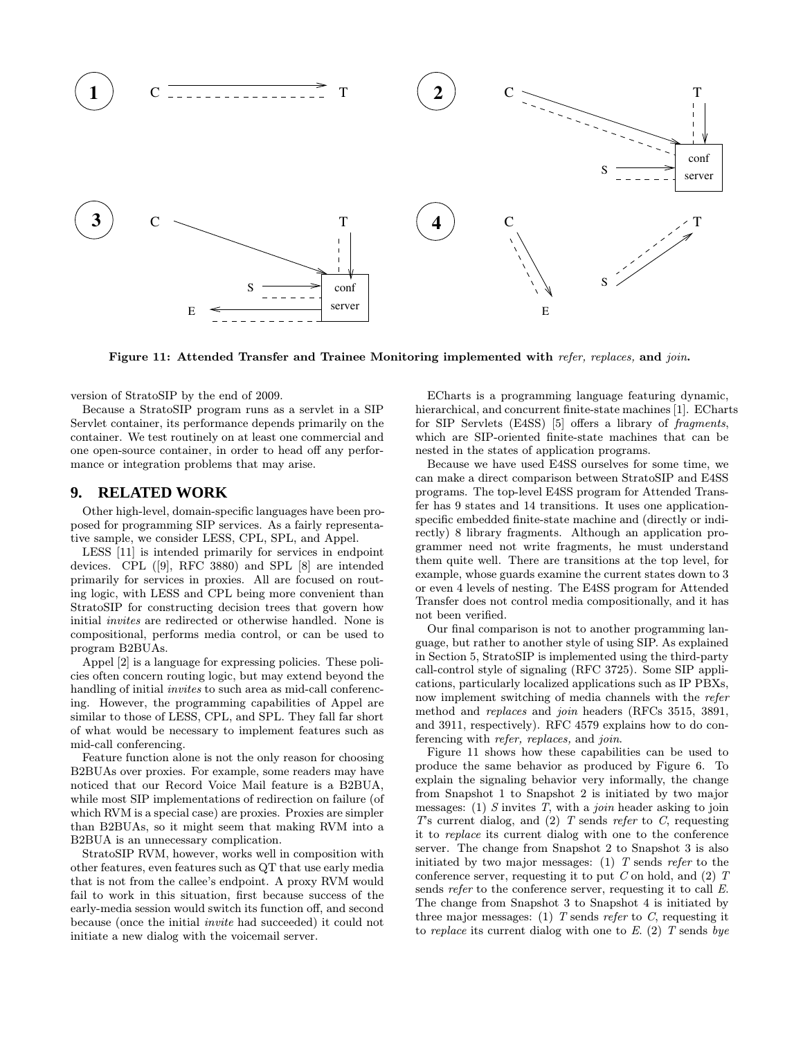Figure 11: Attended Transfer and Trainee Monitoring implemented with *refer, replaces,* and *join*.

version of StratoSIP by the end of 2009.

Because a StratoSIP program runs as a servlet in a SIP Servlet container, its performance depends primarily on the container. We test routinely on at least one commercial and one open-source container, in order to head off any performance or integration problems that may arise.

## 9. RELATED WORK

Other high-level, domain-specific languages have been proposed for programming SIP services. As a fairly representative sample, we consider LESS, CPL, SPL, and Appel.

LESS [11] is intended primarily for services in endpoint devices. CPL ([9], RFC 3880) and SPL [8] are intended primarily for services in proxies. All are focused on routing logic, with LESS and CPL being more convenient than StratoSIP for constructing decision trees that govern how initial *invites* are redirected or otherwise handled. None is compositional, performs media control, or can be used to program B2BUAs.

Appel [2] is a language for expressing policies. These policies often concern routing logic, but may extend beyond the handling of initial *invites* to such area as mid-call conferencing. However, the programming capabilities of Appel are similar to those of LESS, CPL, and SPL. They fall far short of what would be necessary to implement features such as mid-call conferencing.

Feature function alone is not the only reason for choosing B2BUAs over proxies. For example, some readers may have noticed that our Record Voice Mail feature is a B2BUA, while most SIP implementations of redirection on failure (of which RVM is a special case) are proxies. Proxies are simpler than B2BUAs, so it might seem that making RVM into a B2BUA is an unnecessary complication.

StratoSIP RVM, however, works well in composition with other features, even features such as QT that use early media that is not from the callee's endpoint. A proxy RVM would fail to work in this situation, first because success of the early-media session would switch its function off, and second because (once the initial *invite* had succeeded) it could not initiate a new dialog with the voicemail server.

ECharts is a programming language featuring dynamic, hierarchical, and concurrent finite-state machines [1]. ECharts for SIP Servlets (E4SS) [5] offers a library of *fragments*, which are SIP-oriented finite-state machines that can be nested in the states of application programs.

Because we have used E4SS ourselves for some time, we can make a direct comparison between StratoSIP and E4SS programs. The top-level E4SS program for Attended Transfer has 9 states and 14 transitions. It uses one application-specific embedded finite-state machine and (directly or indirectly) 8 library fragments. Although an application programmer need not write fragments, he must understand them quite well. There are transitions at the top level, for example, whose guards examine the current states down to 3 or even 4 levels of nesting. The E4SS program for Attended Transfer does not control media compositionally, and it has not been verified.

Our final comparison is not to another programming language, but rather to another style of using SIP. As explained in Section 5, StratoSIP is implemented using the third-party call-control style of signaling (RFC 3725). Some SIP applications, particularly localized applications such as IP PBXs, now implement switching of media channels with the *refer* method and *replaces* and *join* headers (RFCs 3515, 3891, and 3911, respectively). RFC 4579 explains how to do conferencing with *refer, replaces,* and *join*.

Figure 11 shows how these capabilities can be used to produce the same behavior as produced by Figure 6. To explain the signaling behavior very informally, the change from Snapshot 1 to Snapshot 2 is initiated by two major messages: (1) $S$ invites $T$, with a *join* header asking to join $T$'s current dialog, and (2) $T$ sends *refer* to $C$, requesting it to *replace* its current dialog with one to the conference server. The change from Snapshot 2 to Snapshot 3 is also initiated by two major messages: (1) $T$ sends *refer* to the conference server, requesting it to put $C$ on hold, and (2) $T$ sends *refer* to the conference server, requesting it to call $E$. The change from Snapshot 3 to Snapshot 4 is initiated by three major messages: (1) $T$ sends *refer* to $C$, requesting it to *replace* its current dialog with one to $E$. (2) $T$ sends *bye*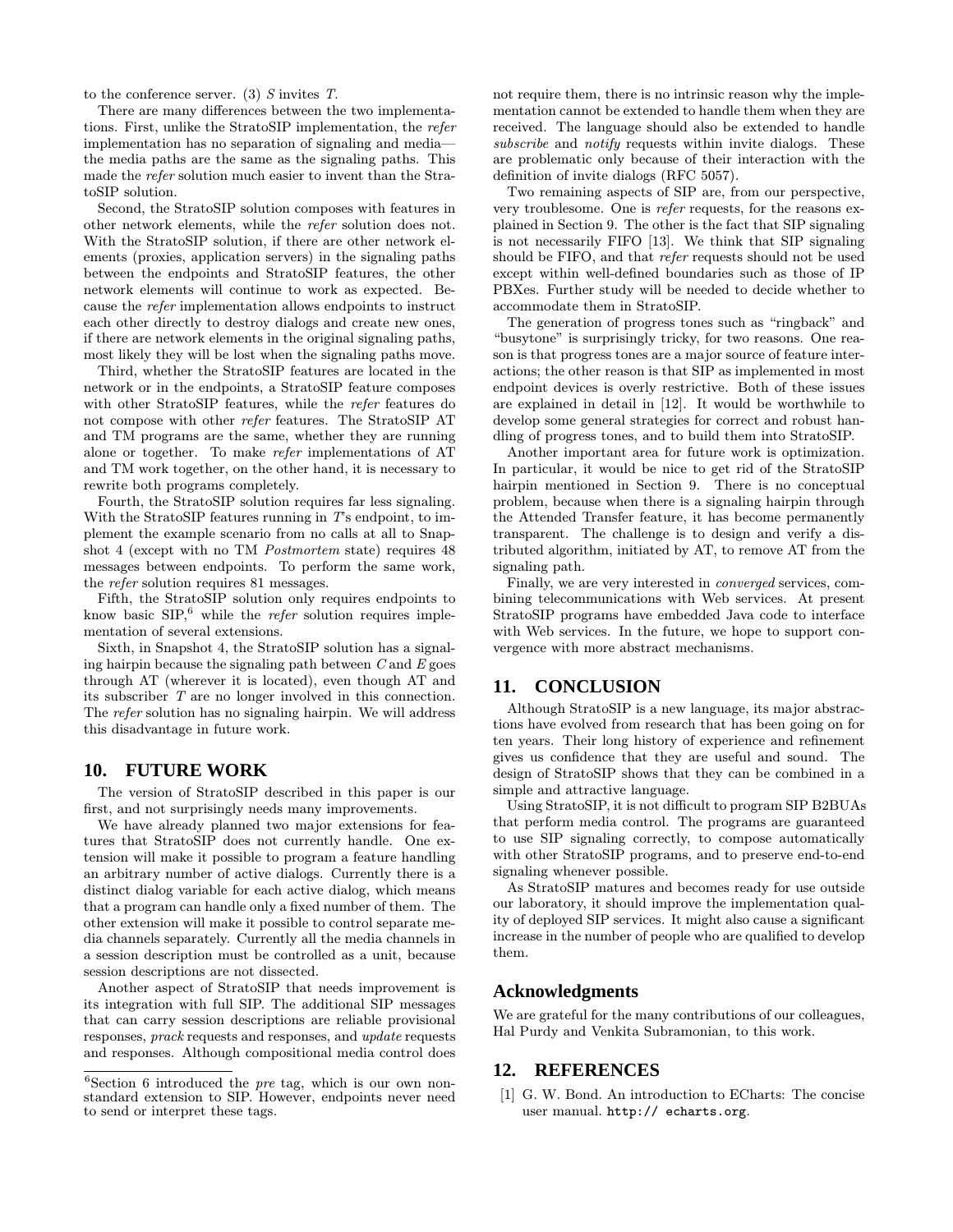to the conference server. (3) $S$ invites $T$.

There are many differences between the two implementations. First, unlike the StratoSIP implementation, the *refer* implementation has no separation of signaling and media—the media paths are the same as the signaling paths. This made the *refer* solution much easier to invent than the StratoSIP solution.

Second, the StratoSIP solution composes with features in other network elements, while the *refer* solution does not. With the StratoSIP solution, if there are other network elements (proxies, application servers) in the signaling paths between the endpoints and StratoSIP features, the other network elements will continue to work as expected. Because the *refer* implementation allows endpoints to instruct each other directly to destroy dialogs and create new ones, if there are network elements in the original signaling paths, most likely they will be lost when the signaling paths move.

Third, whether the StratoSIP features are located in the network or in the endpoints, a StratoSIP feature composes with other StratoSIP features, while the *refer* features do not compose with other *refer* features. The StratoSIP AT and TM programs are the same, whether they are running alone or together. To make *refer* implementations of AT and TM work together, on the other hand, it is necessary to rewrite both programs completely.

Fourth, the StratoSIP solution requires far less signaling. With the StratoSIP features running in $T$'s endpoint, to implement the example scenario from no calls at all to Snapshot 4 (except with no TM *Postmortem* state) requires 48 messages between endpoints. To perform the same work, the *refer* solution requires 81 messages.

Fifth, the StratoSIP solution only requires endpoints to know basic SIP,[6] while the *refer* solution requires implementation of several extensions.

Sixth, in Snapshot 4, the StratoSIP solution has a signaling hairpin because the signaling path between $C$ and $E$ goes through AT (wherever it is located), even though AT and its subscriber $T$ are no longer involved in this connection. The *refer* solution has no signaling hairpin. We will address this disadvantage in future work.

## 10. FUTURE WORK

The version of StratoSIP described in this paper is our first, and not surprisingly needs many improvements.

We have already planned two major extensions for features that StratoSIP does not currently handle. One extension will make it possible to program a feature handling an arbitrary number of active dialogs. Currently there is a distinct dialog variable for each active dialog, which means that a program can handle only a fixed number of them. The other extension will make it possible to control separate media channels separately. Currently all the media channels in a session description must be controlled as a unit, because session descriptions are not dissected.

Another aspect of StratoSIP that needs improvement is its integration with full SIP. The additional SIP messages that can carry session descriptions are reliable provisional responses, *prack* requests and responses, and *update* requests and responses. Although compositional media control does not require them, there is no intrinsic reason why the implementation cannot be extended to handle them when they are received. The language should also be extended to handle *subscribe* and *notify* requests within invite dialogs. These are problematic only because of their interaction with the definition of invite dialogs (RFC 5057).

Two remaining aspects of SIP are, from our perspective, very troublesome. One is *refer* requests, for the reasons explained in Section 9. The other is the fact that SIP signaling is not necessarily FIFO [13]. We think that SIP signaling should be FIFO, and that *refer* requests should not be used except within well-defined boundaries such as those of IP PBXes. Further study will be needed to decide whether to accommodate them in StratoSIP.

The generation of progress tones such as "ringback" and "busytone" is surprisingly tricky, for two reasons. One reason is that progress tones are a major source of feature interactions; the other reason is that SIP as implemented in most endpoint devices is overly restrictive. Both of these issues are explained in detail in [12]. It would be worthwhile to develop some general strategies for correct and robust handling of progress tones, and to build them into StratoSIP.

Another important area for future work is optimization. In particular, it would be nice to get rid of the StratoSIP hairpin mentioned in Section 9. There is no conceptual problem, because when there is a signaling hairpin through the Attended Transfer feature, it has become permanently transparent. The challenge is to design and verify a distributed algorithm, initiated by AT, to remove AT from the signaling path.

Finally, we are very interested in *converged* services, combining telecommunications with Web services. At present StratoSIP programs have embedded Java code to interface with Web services. In the future, we hope to support convergence with more abstract mechanisms.

## 11. CONCLUSION

Although StratoSIP is a new language, its major abstractions have evolved from research that has been going on for ten years. Their long history of experience and refinement gives us confidence that they are useful and sound. The design of StratoSIP shows that they can be combined in a simple and attractive language.

Using StratoSIP, it is not difficult to program SIP B2BUAs that perform media control. The programs are guaranteed to use SIP signaling correctly, to compose automatically with other StratoSIP programs, and to preserve end-to-end signaling whenever possible.

As StratoSIP matures and becomes ready for use outside our laboratory, it should improve the implementation quality of deployed SIP services. It might also cause a significant increase in the number of people who are qualified to develop them.

## Acknowledgments

We are grateful for the many contributions of our colleagues, Hal Purdy and Venkita Subramonian, to this work.

## 12. REFERENCES

[1] G. W. Bond. An introduction to ECharts: The concise user manual. `http:// echarts.org`.

---

[6] Section 6 introduced the *pre* tag, which is our own nonstandard extension to SIP. However, endpoints never need to send or interpret these tags.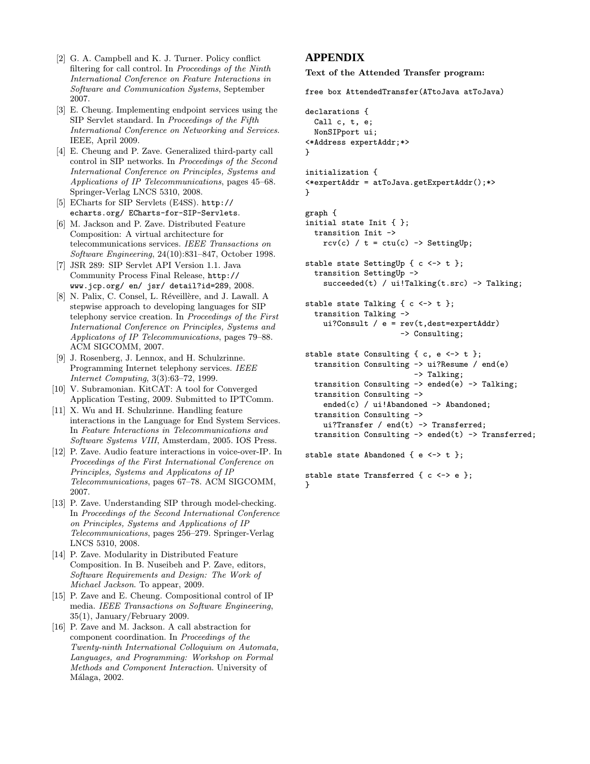[2] G. A. Campbell and K. J. Turner. Policy conflict filtering for call control. In *Proceedings of the Ninth International Conference on Feature Interactions in Software and Communication Systems*, September 2007.

[3] E. Cheung. Implementing endpoint services using the SIP Servlet standard. In *Proceedings of the Fifth International Conference on Networking and Services*. IEEE, April 2009.

[4] E. Cheung and P. Zave. Generalized third-party call control in SIP networks. In *Proceedings of the Second International Conference on Principles, Systems and Applications of IP Telecommunications*, pages 45–68. Springer-Verlag LNCS 5310, 2008.

[5] ECharts for SIP Servlets (E4SS). http:// echarts.org/ ECharts-for-SIP-Servlets.

[6] M. Jackson and P. Zave. Distributed Feature Composition: A virtual architecture for telecommunications services. *IEEE Transactions on Software Engineering*, 24(10):831–847, October 1998.

[7] JSR 289: SIP Servlet API Version 1.1. Java Community Process Final Release, http:// www.jcp.org/ en/ jsr/ detail?id=289, 2008.

[8] N. Palix, C. Consel, L. Réveillère, and J. Lawall. A stepwise approach to developing languages for SIP telephony service creation. In *Proceedings of the First International Conference on Principles, Systems and Applicatons of IP Telecommunications*, pages 79–88. ACM SIGCOMM, 2007.

[9] J. Rosenberg, J. Lennox, and H. Schulzrinne. Programming Internet telephony services. *IEEE Internet Computing*, 3(3):63–72, 1999.

[10] V. Subramonian. KitCAT: A tool for Converged Application Testing, 2009. Submitted to IPTComm.

[11] X. Wu and H. Schulzrinne. Handling feature interactions in the Language for End System Services. In *Feature Interactions in Telecommunications and Software Systems VIII*, Amsterdam, 2005. IOS Press.

[12] P. Zave. Audio feature interactions in voice-over-IP. In *Proceedings of the First International Conference on Principles, Systems and Applicatons of IP Telecommunications*, pages 67–78. ACM SIGCOMM, 2007.

[13] P. Zave. Understanding SIP through model-checking. In *Proceedings of the Second International Conference on Principles, Systems and Applications of IP Telecommunications*, pages 256–279. Springer-Verlag LNCS 5310, 2008.

[14] P. Zave. Modularity in Distributed Feature Composition. In B. Nuseibeh and P. Zave, editors, *Software Requirements and Design: The Work of Michael Jackson*. To appear, 2009.

[15] P. Zave and E. Cheung. Compositional control of IP media. *IEEE Transactions on Software Engineering*, 35(1), January/February 2009.

[16] P. Zave and M. Jackson. A call abstraction for component coordination. In *Proceedings of the Twenty-ninth International Colloquium on Automata, Languages, and Programming: Workshop on Formal Methods and Component Interaction*. University of Málaga, 2002.

# APPENDIX

**Text of the Attended Transfer program:**

```
free box AttendedTransfer(ATtoJava atToJava)

declarations {
  Call c, t, e;
  NonSIPport ui;
<*Address expertAddr;*>
}

initialization {
<*expertAddr = atToJava.getExpertAddr();*>
}

graph {
initial state Init { };
  transition Init ->
    rcv(c) / t = ctu(c) -> SettingUp;

stable state SettingUp { c <-> t };
  transition SettingUp ->
    succeeded(t) / ui!Talking(t.src) -> Talking;

stable state Talking { c <-> t };
  transition Talking ->
    ui?Consult / e = rev(t,dest=expertAddr)
                    -> Consulting;

stable state Consulting { c, e <-> t };
  transition Consulting -> ui?Resume / end(e)
                         -> Talking;
  transition Consulting -> ended(e) -> Talking;
  transition Consulting ->
    ended(c) / ui!Abandoned -> Abandoned;
  transition Consulting ->
    ui?Transfer / end(t) -> Transferred;
  transition Consulting -> ended(t) -> Transferred;

stable state Abandoned { e <-> t };

stable state Transferred { c <-> e };
}
```